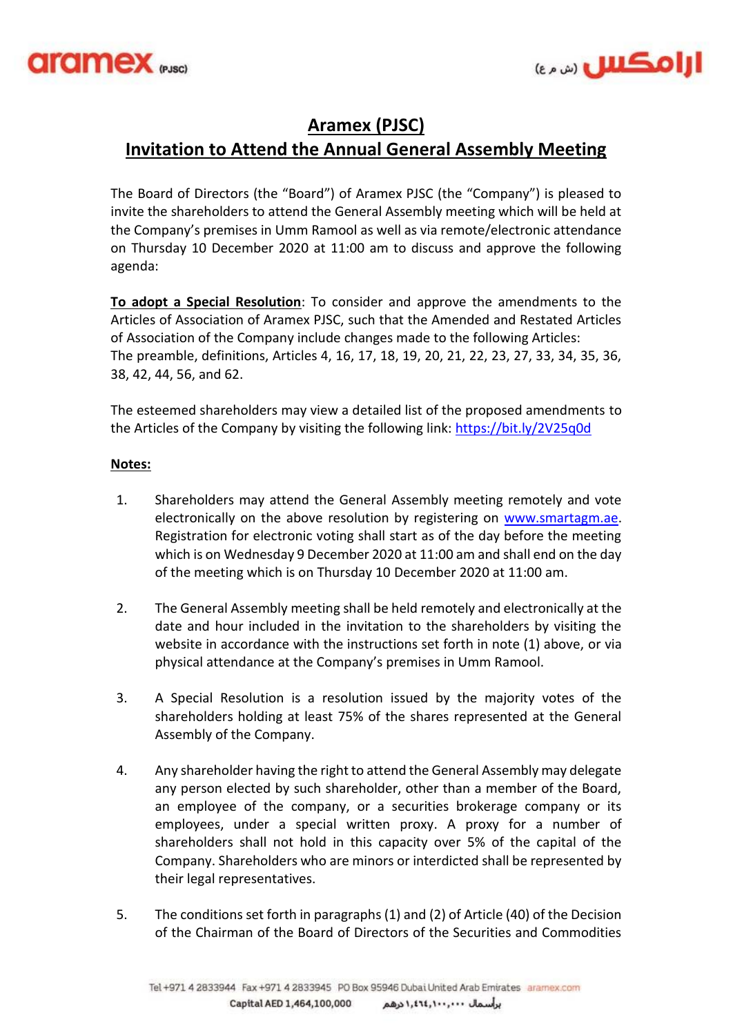# Aramex (PJSC)

## Invitation to Attend the Annual General Assembly Meeting

The Board of Directors (the "Board") of Aramex PJSC (the "Company") is pleased to invite the shareholders to attend the General Assembly meeting which will be held at the Company's premises in Umm Ramool as well as via remote/electronic attendance on Thursday 10 December 2020 at 11:00 am to discuss and approve the following agenda:

**To adopt a Special Resolution**: To consider and approve the amendments to the Articles of Association of Aramex PJSC, such that the Amended and Restated Articles of Association of the Company include changes made to the following Articles: The preamble, definitions, Articles 4, 16, 17, 18, 19, 20, 21, 22, 23, 27, 33, 34, 35, 36, 38, 42, 44, 56, and 62.

The esteemed shareholders may view a detailed list of the proposed amendments to the Articles of the Company by visiting the following link: https://bit.ly/2V25q0d

**Notes:**

1. Shareholders may attend the General Assembly meeting remotely and vote electronically on the above resolution by registering on www.smartagm.ae. Registration for electronic voting shall start as of the day before the meeting which is on Wednesday 9 December 2020 at 11:00 am and shall end on the day of the meeting which is on Thursday 10 December 2020 at 11:00 am.

2. The General Assembly meeting shall be held remotely and electronically at the date and hour included in the invitation to the shareholders by visiting the website in accordance with the instructions set forth in note (1) above, or via physical attendance at the Company's premises in Umm Ramool.

3. A Special Resolution is a resolution issued by the majority votes of the shareholders holding at least 75% of the shares represented at the General Assembly of the Company.

4. Any shareholder having the right to attend the General Assembly may delegate any person elected by such shareholder, other than a member of the Board, an employee of the company, or a securities brokerage company or its employees, under a special written proxy. A proxy for a number of shareholders shall not hold in this capacity over 5% of the capital of the Company. Shareholders who are minors or interdicted shall be represented by their legal representatives.

5. The conditions set forth in paragraphs (1) and (2) of Article (40) of the Decision of the Chairman of the Board of Directors of the Securities and Commodities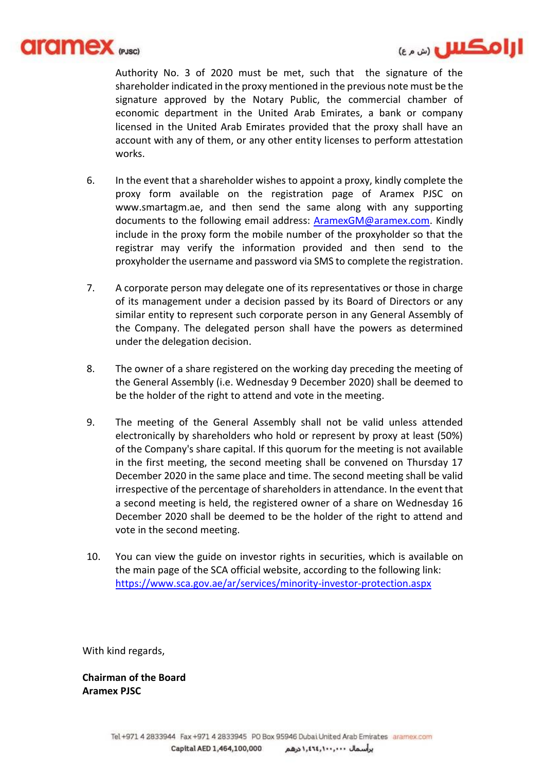Authority No. 3 of 2020 must be met, such that the signature of the shareholder indicated in the proxy mentioned in the previous note must be the signature approved by the Notary Public, the commercial chamber of economic department in the United Arab Emirates, a bank or company licensed in the United Arab Emirates provided that the proxy shall have an account with any of them, or any other entity licenses to perform attestation works.

6. In the event that a shareholder wishes to appoint a proxy, kindly complete the proxy form available on the registration page of Aramex PJSC on www.smartagm.ae, and then send the same along with any supporting documents to the following email address: AramexGM@aramex.com. Kindly include in the proxy form the mobile number of the proxyholder so that the registrar may verify the information provided and then send to the proxyholder the username and password via SMS to complete the registration.

7. A corporate person may delegate one of its representatives or those in charge of its management under a decision passed by its Board of Directors or any similar entity to represent such corporate person in any General Assembly of the Company. The delegated person shall have the powers as determined under the delegation decision.

8. The owner of a share registered on the working day preceding the meeting of the General Assembly (i.e. Wednesday 9 December 2020) shall be deemed to be the holder of the right to attend and vote in the meeting.

9. The meeting of the General Assembly shall not be valid unless attended electronically by shareholders who hold or represent by proxy at least (50%) of the Company's share capital. If this quorum for the meeting is not available in the first meeting, the second meeting shall be convened on Thursday 17 December 2020 in the same place and time. The second meeting shall be valid irrespective of the percentage of shareholders in attendance. In the event that a second meeting is held, the registered owner of a share on Wednesday 16 December 2020 shall be deemed to be the holder of the right to attend and vote in the second meeting.

10. You can view the guide on investor rights in securities, which is available on the main page of the SCA official website, according to the following link: https://www.sca.gov.ae/ar/services/minority-investor-protection.aspx

With kind regards,

**Chairman of the Board**
**Aramex PJSC**